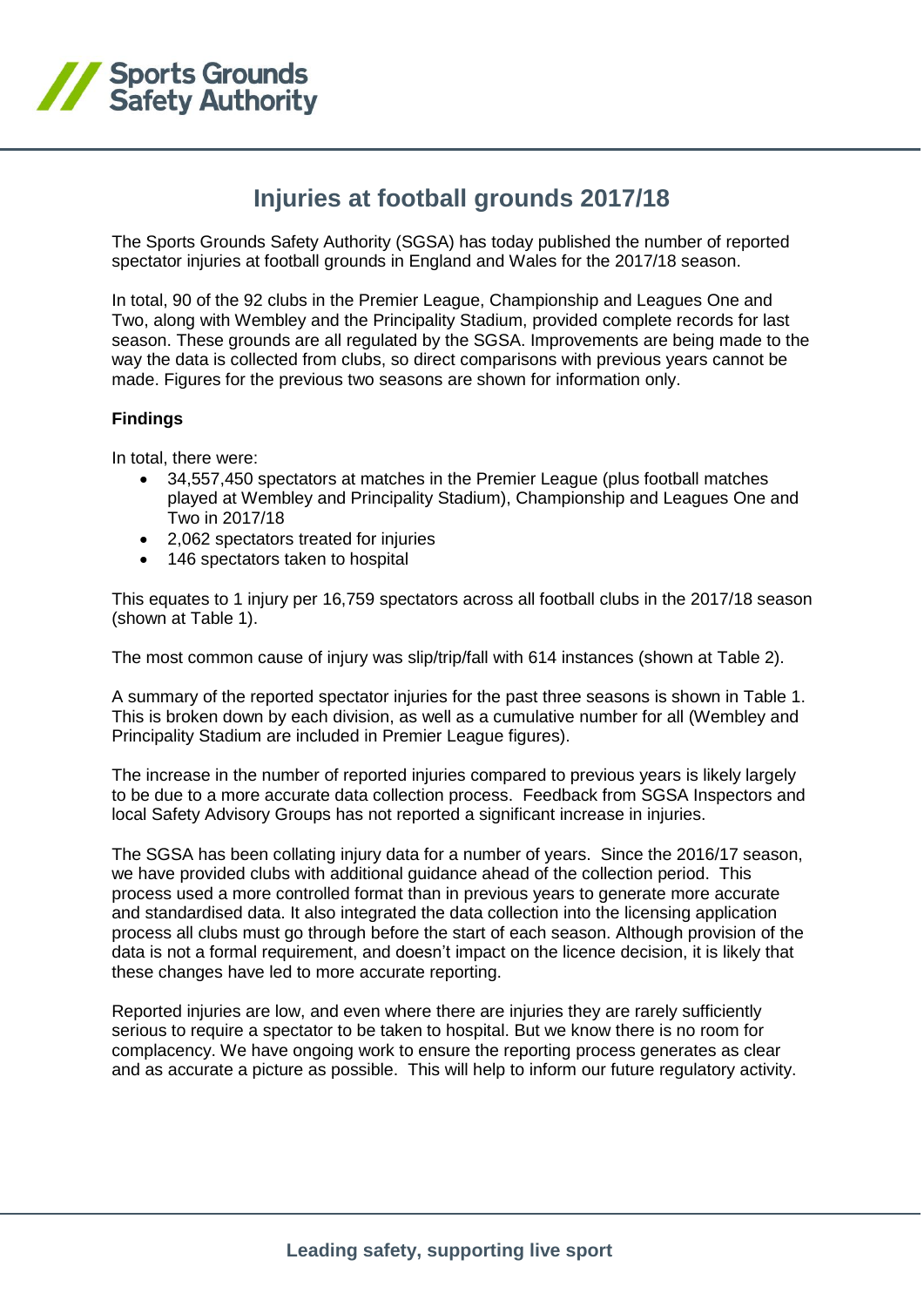Sports Grounds Safety Authority

# Injuries at football grounds 2017/18

The Sports Grounds Safety Authority (SGSA) has today published the number of reported spectator injuries at football grounds in England and Wales for the 2017/18 season.

In total, 90 of the 92 clubs in the Premier League, Championship and Leagues One and Two, along with Wembley and the Principality Stadium, provided complete records for last season. These grounds are all regulated by the SGSA. Improvements are being made to the way the data is collected from clubs, so direct comparisons with previous years cannot be made. Figures for the previous two seasons are shown for information only.

**Findings**

In total, there were:

- 34,557,450 spectators at matches in the Premier League (plus football matches played at Wembley and Principality Stadium), Championship and Leagues One and Two in 2017/18
- 2,062 spectators treated for injuries
- 146 spectators taken to hospital

This equates to 1 injury per 16,759 spectators across all football clubs in the 2017/18 season (shown at Table 1).

The most common cause of injury was slip/trip/fall with 614 instances (shown at Table 2).

A summary of the reported spectator injuries for the past three seasons is shown in Table 1. This is broken down by each division, as well as a cumulative number for all (Wembley and Principality Stadium are included in Premier League figures).

The increase in the number of reported injuries compared to previous years is likely largely to be due to a more accurate data collection process. Feedback from SGSA Inspectors and local Safety Advisory Groups has not reported a significant increase in injuries.

The SGSA has been collating injury data for a number of years. Since the 2016/17 season, we have provided clubs with additional guidance ahead of the collection period. This process used a more controlled format than in previous years to generate more accurate and standardised data. It also integrated the data collection into the licensing application process all clubs must go through before the start of each season. Although provision of the data is not a formal requirement, and doesn't impact on the licence decision, it is likely that these changes have led to more accurate reporting.

Reported injuries are low, and even where there are injuries they are rarely sufficiently serious to require a spectator to be taken to hospital. But we know there is no room for complacency. We have ongoing work to ensure the reporting process generates as clear and as accurate a picture as possible. This will help to inform our future regulatory activity.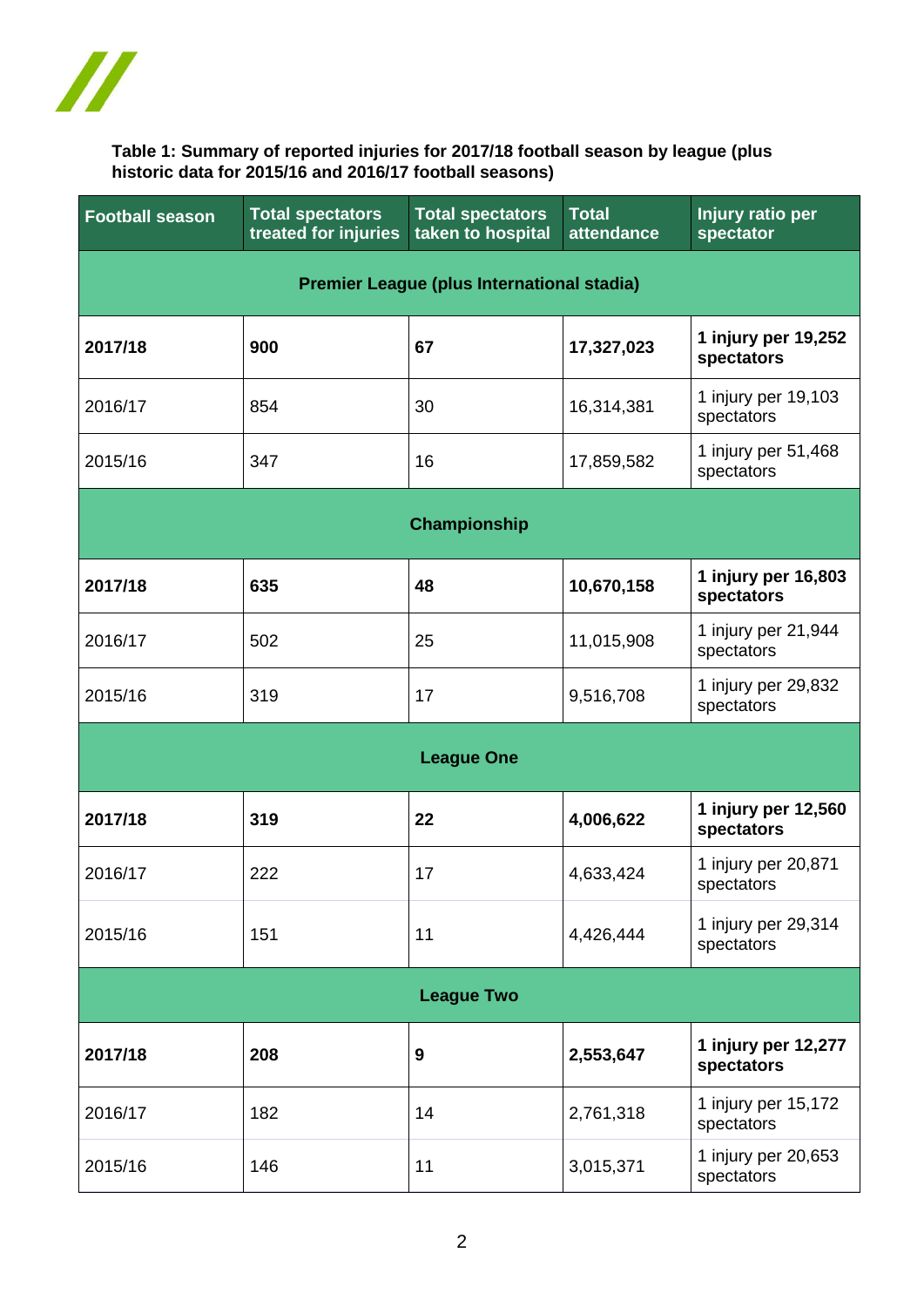**Table 1: Summary of reported injuries for 2017/18 football season by league (plus historic data for 2015/16 and 2016/17 football seasons)**

| Football season | Total spectators treated for injuries | Total spectators taken to hospital | Total attendance | Injury ratio per spectator |
|---|---|---|---|---|
| **Premier League (plus International stadia)** | | | | |
| **2017/18** | **900** | **67** | **17,327,023** | **1 injury per 19,252 spectators** |
| 2016/17 | 854 | 30 | 16,314,381 | 1 injury per 19,103 spectators |
| 2015/16 | 347 | 16 | 17,859,582 | 1 injury per 51,468 spectators |
| **Championship** | | | | |
| **2017/18** | **635** | **48** | **10,670,158** | **1 injury per 16,803 spectators** |
| 2016/17 | 502 | 25 | 11,015,908 | 1 injury per 21,944 spectators |
| 2015/16 | 319 | 17 | 9,516,708 | 1 injury per 29,832 spectators |
| **League One** | | | | |
| **2017/18** | **319** | **22** | **4,006,622** | **1 injury per 12,560 spectators** |
| 2016/17 | 222 | 17 | 4,633,424 | 1 injury per 20,871 spectators |
| 2015/16 | 151 | 11 | 4,426,444 | 1 injury per 29,314 spectators |
| **League Two** | | | | |
| **2017/18** | **208** | **9** | **2,553,647** | **1 injury per 12,277 spectators** |
| 2016/17 | 182 | 14 | 2,761,318 | 1 injury per 15,172 spectators |
| 2015/16 | 146 | 11 | 3,015,371 | 1 injury per 20,653 spectators |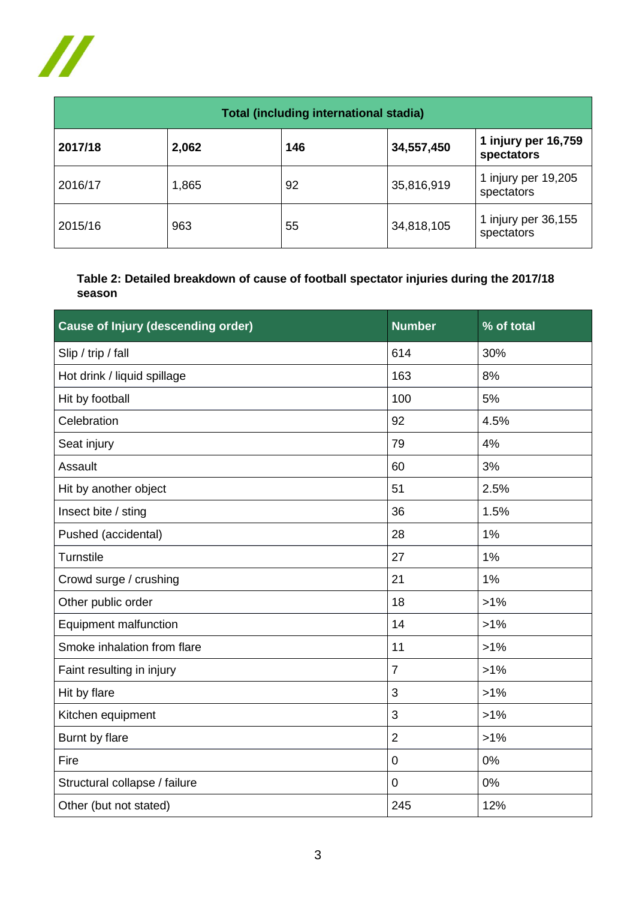| Total (including international stadia) | | | | |
|---|---|---|---|---|
| **2017/18** | **2,062** | **146** | **34,557,450** | **1 injury per 16,759 spectators** |
| 2016/17 | 1,865 | 92 | 35,816,919 | 1 injury per 19,205 spectators |
| 2015/16 | 963 | 55 | 34,818,105 | 1 injury per 36,155 spectators |

**Table 2: Detailed breakdown of cause of football spectator injuries during the 2017/18 season**

| Cause of Injury (descending order) | Number | % of total |
|---|---|---|
| Slip / trip / fall | 614 | 30% |
| Hot drink / liquid spillage | 163 | 8% |
| Hit by football | 100 | 5% |
| Celebration | 92 | 4.5% |
| Seat injury | 79 | 4% |
| Assault | 60 | 3% |
| Hit by another object | 51 | 2.5% |
| Insect bite / sting | 36 | 1.5% |
| Pushed (accidental) | 28 | 1% |
| Turnstile | 27 | 1% |
| Crowd surge / crushing | 21 | 1% |
| Other public order | 18 | >1% |
| Equipment malfunction | 14 | >1% |
| Smoke inhalation from flare | 11 | >1% |
| Faint resulting in injury | 7 | >1% |
| Hit by flare | 3 | >1% |
| Kitchen equipment | 3 | >1% |
| Burnt by flare | 2 | >1% |
| Fire | 0 | 0% |
| Structural collapse / failure | 0 | 0% |
| Other (but not stated) | 245 | 12% |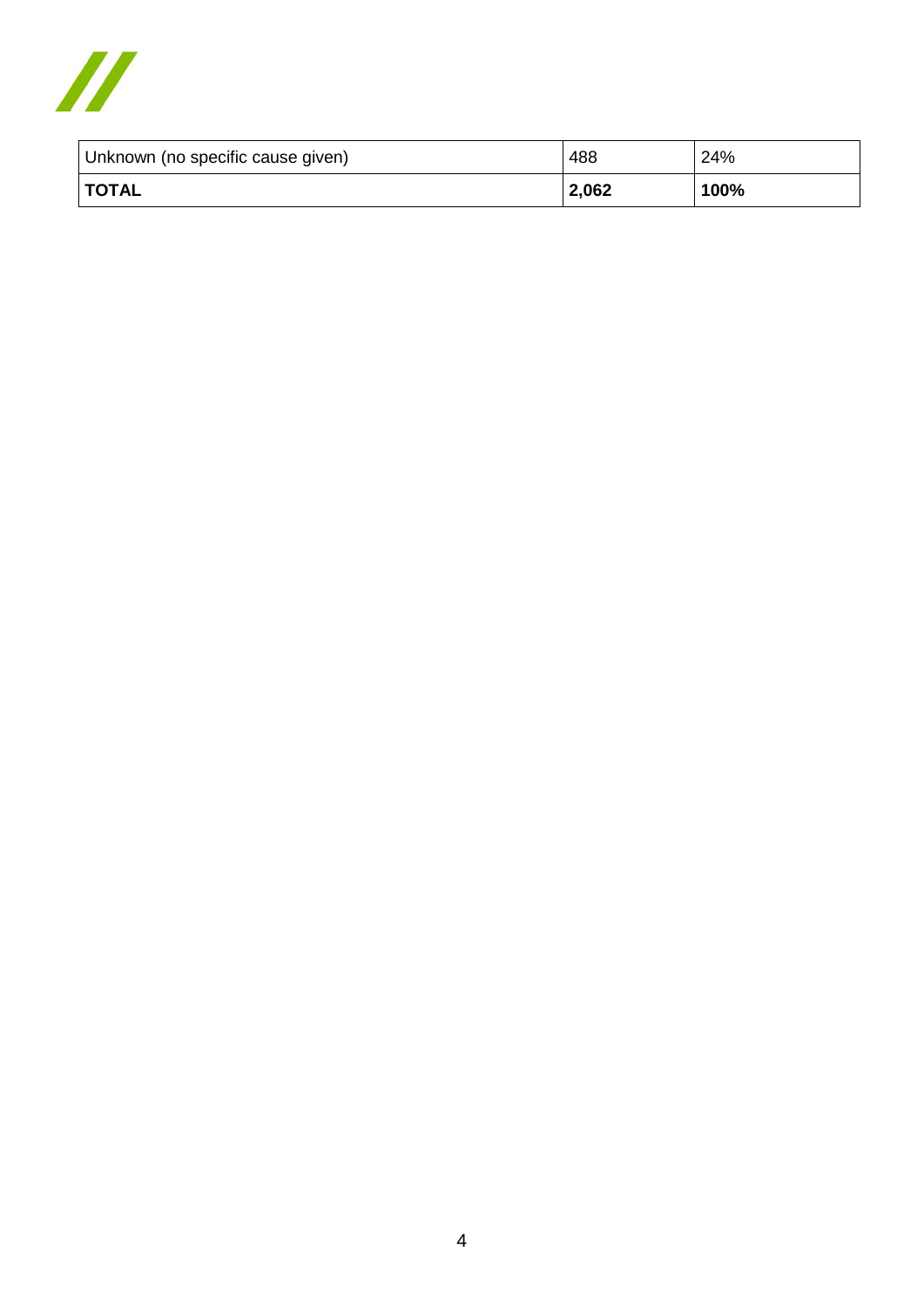| | | |
|---|---|---|
| Unknown (no specific cause given) | 488 | 24% |
| **TOTAL** | **2,062** | **100%** |